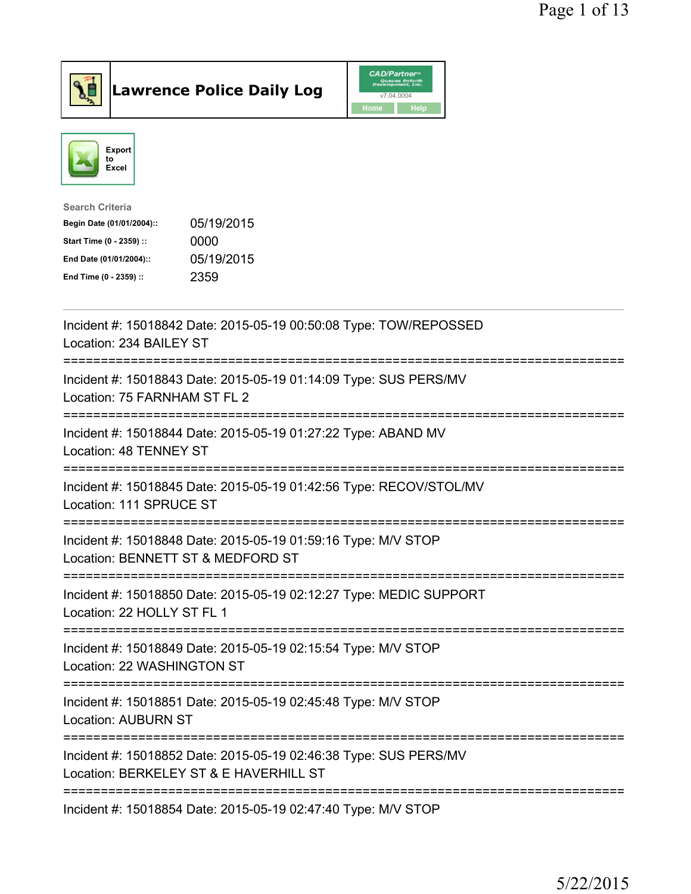# Lawrence Police Daily Log

CAD/Partner v7.04.0004

Home | Help

Export to Excel

**Search Criteria**

| | |
|---|---|
| Begin Date (01/01/2004):: | 05/19/2015 |
| Start Time (0 - 2359) :: | 0000 |
| End Date (01/01/2004):: | 05/19/2015 |
| End Time (0 - 2359) :: | 2359 |

---

Incident #: 15018842 Date: 2015-05-19 00:50:08 Type: TOW/REPOSSED
Location: 234 BAILEY ST

===========================================================================

Incident #: 15018843 Date: 2015-05-19 01:14:09 Type: SUS PERS/MV
Location: 75 FARNHAM ST FL 2

===========================================================================

Incident #: 15018844 Date: 2015-05-19 01:27:22 Type: ABAND MV
Location: 48 TENNEY ST

===========================================================================

Incident #: 15018845 Date: 2015-05-19 01:42:56 Type: RECOV/STOL/MV
Location: 111 SPRUCE ST

===========================================================================

Incident #: 15018848 Date: 2015-05-19 01:59:16 Type: M/V STOP
Location: BENNETT ST & MEDFORD ST

===========================================================================

Incident #: 15018850 Date: 2015-05-19 02:12:27 Type: MEDIC SUPPORT
Location: 22 HOLLY ST FL 1

===========================================================================

Incident #: 15018849 Date: 2015-05-19 02:15:54 Type: M/V STOP
Location: 22 WASHINGTON ST

===========================================================================

Incident #: 15018851 Date: 2015-05-19 02:45:48 Type: M/V STOP
Location: AUBURN ST

===========================================================================

Incident #: 15018852 Date: 2015-05-19 02:46:38 Type: SUS PERS/MV
Location: BERKELEY ST & E HAVERHILL ST

===========================================================================

Incident #: 15018854 Date: 2015-05-19 02:47:40 Type: M/V STOP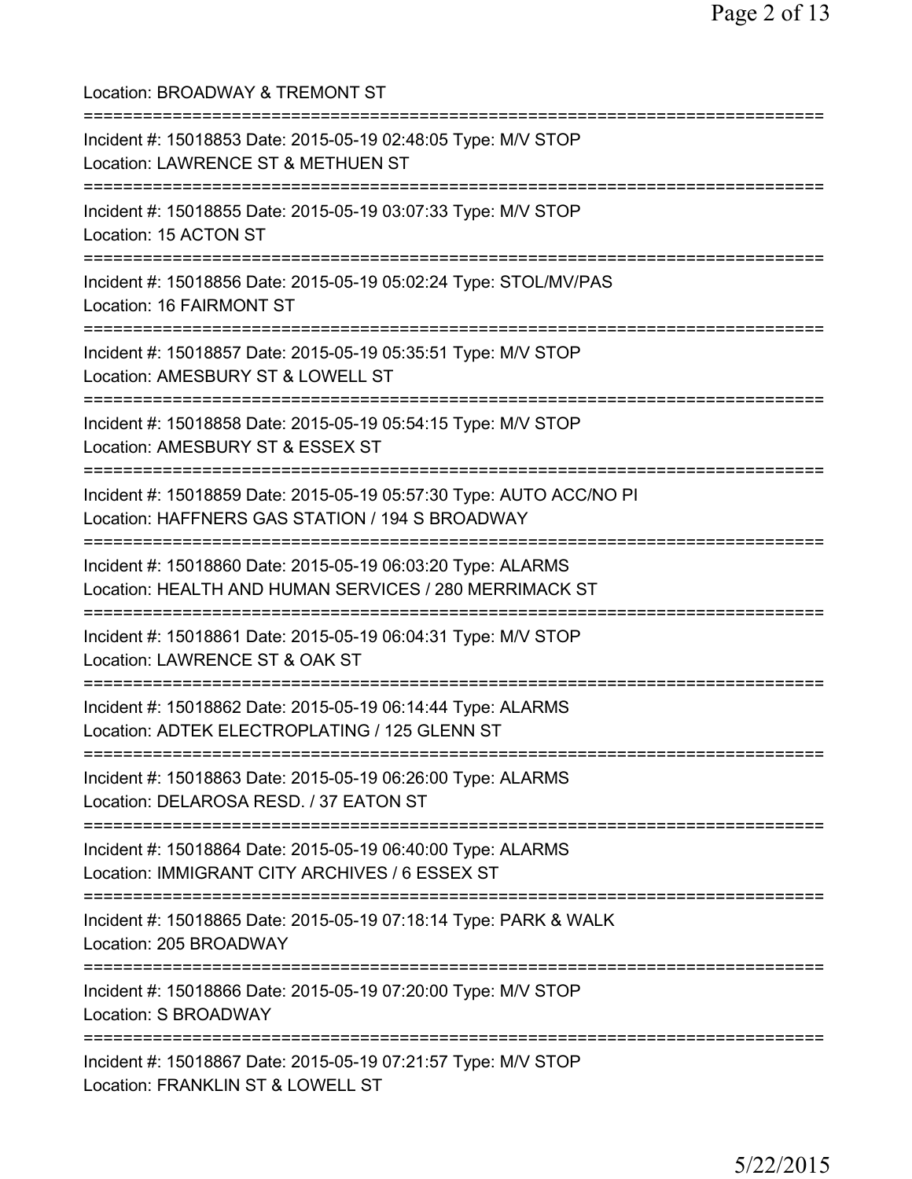Location: BROADWAY & TREMONT ST

===========================================================================

Incident #: 15018853 Date: 2015-05-19 02:48:05 Type: M/V STOP
Location: LAWRENCE ST & METHUEN ST

===========================================================================

Incident #: 15018855 Date: 2015-05-19 03:07:33 Type: M/V STOP
Location: 15 ACTON ST

===========================================================================

Incident #: 15018856 Date: 2015-05-19 05:02:24 Type: STOL/MV/PAS
Location: 16 FAIRMONT ST

===========================================================================

Incident #: 15018857 Date: 2015-05-19 05:35:51 Type: M/V STOP
Location: AMESBURY ST & LOWELL ST

===========================================================================

Incident #: 15018858 Date: 2015-05-19 05:54:15 Type: M/V STOP
Location: AMESBURY ST & ESSEX ST

===========================================================================

Incident #: 15018859 Date: 2015-05-19 05:57:30 Type: AUTO ACC/NO PI
Location: HAFFNERS GAS STATION / 194 S BROADWAY

===========================================================================

Incident #: 15018860 Date: 2015-05-19 06:03:20 Type: ALARMS
Location: HEALTH AND HUMAN SERVICES / 280 MERRIMACK ST

===========================================================================

Incident #: 15018861 Date: 2015-05-19 06:04:31 Type: M/V STOP
Location: LAWRENCE ST & OAK ST

===========================================================================

Incident #: 15018862 Date: 2015-05-19 06:14:44 Type: ALARMS
Location: ADTEK ELECTROPLATING / 125 GLENN ST

===========================================================================

Incident #: 15018863 Date: 2015-05-19 06:26:00 Type: ALARMS
Location: DELAROSA RESD. / 37 EATON ST

===========================================================================

Incident #: 15018864 Date: 2015-05-19 06:40:00 Type: ALARMS
Location: IMMIGRANT CITY ARCHIVES / 6 ESSEX ST

===========================================================================

Incident #: 15018865 Date: 2015-05-19 07:18:14 Type: PARK & WALK
Location: 205 BROADWAY

===========================================================================

Incident #: 15018866 Date: 2015-05-19 07:20:00 Type: M/V STOP
Location: S BROADWAY

===========================================================================

Incident #: 15018867 Date: 2015-05-19 07:21:57 Type: M/V STOP
Location: FRANKLIN ST & LOWELL ST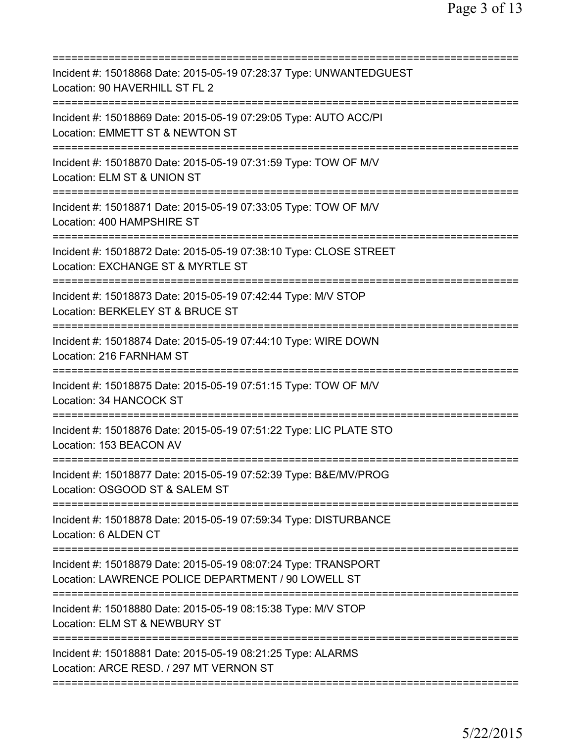===========================================================================
Incident #: 15018868 Date: 2015-05-19 07:28:37 Type: UNWANTEDGUEST
Location: 90 HAVERHILL ST FL 2
===========================================================================
Incident #: 15018869 Date: 2015-05-19 07:29:05 Type: AUTO ACC/PI
Location: EMMETT ST & NEWTON ST
===========================================================================
Incident #: 15018870 Date: 2015-05-19 07:31:59 Type: TOW OF M/V
Location: ELM ST & UNION ST
===========================================================================
Incident #: 15018871 Date: 2015-05-19 07:33:05 Type: TOW OF M/V
Location: 400 HAMPSHIRE ST
===========================================================================
Incident #: 15018872 Date: 2015-05-19 07:38:10 Type: CLOSE STREET
Location: EXCHANGE ST & MYRTLE ST
===========================================================================
Incident #: 15018873 Date: 2015-05-19 07:42:44 Type: M/V STOP
Location: BERKELEY ST & BRUCE ST
===========================================================================
Incident #: 15018874 Date: 2015-05-19 07:44:10 Type: WIRE DOWN
Location: 216 FARNHAM ST
===========================================================================
Incident #: 15018875 Date: 2015-05-19 07:51:15 Type: TOW OF M/V
Location: 34 HANCOCK ST
===========================================================================
Incident #: 15018876 Date: 2015-05-19 07:51:22 Type: LIC PLATE STO
Location: 153 BEACON AV
===========================================================================
Incident #: 15018877 Date: 2015-05-19 07:52:39 Type: B&E/MV/PROG
Location: OSGOOD ST & SALEM ST
===========================================================================
Incident #: 15018878 Date: 2015-05-19 07:59:34 Type: DISTURBANCE
Location: 6 ALDEN CT
===========================================================================
Incident #: 15018879 Date: 2015-05-19 08:07:24 Type: TRANSPORT
Location: LAWRENCE POLICE DEPARTMENT / 90 LOWELL ST
===========================================================================
Incident #: 15018880 Date: 2015-05-19 08:15:38 Type: M/V STOP
Location: ELM ST & NEWBURY ST
===========================================================================
Incident #: 15018881 Date: 2015-05-19 08:21:25 Type: ALARMS
Location: ARCE RESD. / 297 MT VERNON ST
===========================================================================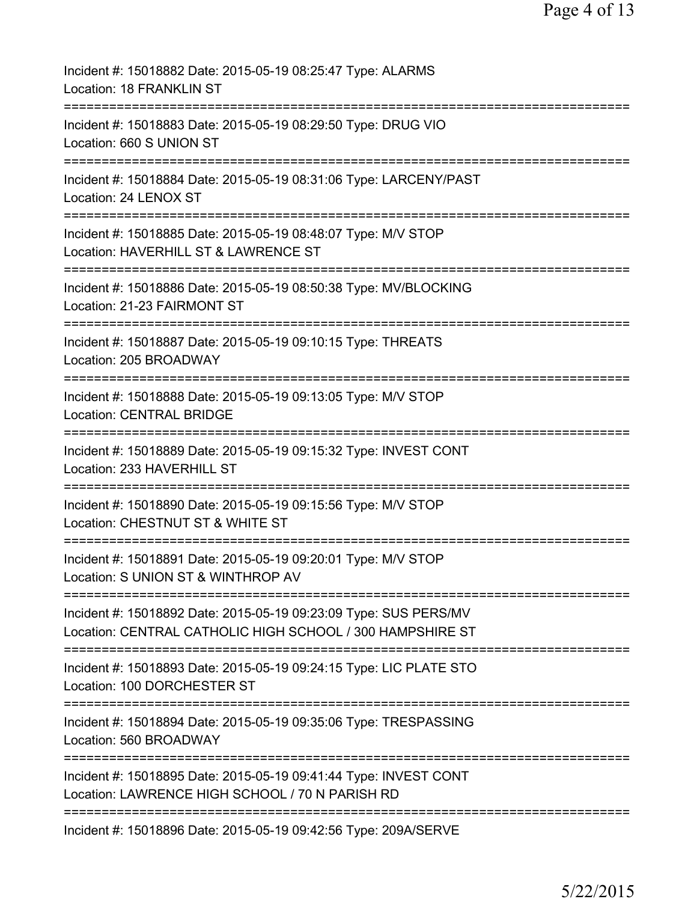Incident #: 15018882 Date: 2015-05-19 08:25:47 Type: ALARMS
Location: 18 FRANKLIN ST

===========================================================================

Incident #: 15018883 Date: 2015-05-19 08:29:50 Type: DRUG VIO
Location: 660 S UNION ST

===========================================================================

Incident #: 15018884 Date: 2015-05-19 08:31:06 Type: LARCENY/PAST
Location: 24 LENOX ST

===========================================================================

Incident #: 15018885 Date: 2015-05-19 08:48:07 Type: M/V STOP
Location: HAVERHILL ST & LAWRENCE ST

===========================================================================

Incident #: 15018886 Date: 2015-05-19 08:50:38 Type: MV/BLOCKING
Location: 21-23 FAIRMONT ST

===========================================================================

Incident #: 15018887 Date: 2015-05-19 09:10:15 Type: THREATS
Location: 205 BROADWAY

===========================================================================

Incident #: 15018888 Date: 2015-05-19 09:13:05 Type: M/V STOP
Location: CENTRAL BRIDGE

===========================================================================

Incident #: 15018889 Date: 2015-05-19 09:15:32 Type: INVEST CONT
Location: 233 HAVERHILL ST

===========================================================================

Incident #: 15018890 Date: 2015-05-19 09:15:56 Type: M/V STOP
Location: CHESTNUT ST & WHITE ST

===========================================================================

Incident #: 15018891 Date: 2015-05-19 09:20:01 Type: M/V STOP
Location: S UNION ST & WINTHROP AV

===========================================================================

Incident #: 15018892 Date: 2015-05-19 09:23:09 Type: SUS PERS/MV
Location: CENTRAL CATHOLIC HIGH SCHOOL / 300 HAMPSHIRE ST

===========================================================================

Incident #: 15018893 Date: 2015-05-19 09:24:15 Type: LIC PLATE STO
Location: 100 DORCHESTER ST

===========================================================================

Incident #: 15018894 Date: 2015-05-19 09:35:06 Type: TRESPASSING
Location: 560 BROADWAY

===========================================================================

Incident #: 15018895 Date: 2015-05-19 09:41:44 Type: INVEST CONT
Location: LAWRENCE HIGH SCHOOL / 70 N PARISH RD

===========================================================================

Incident #: 15018896 Date: 2015-05-19 09:42:56 Type: 209A/SERVE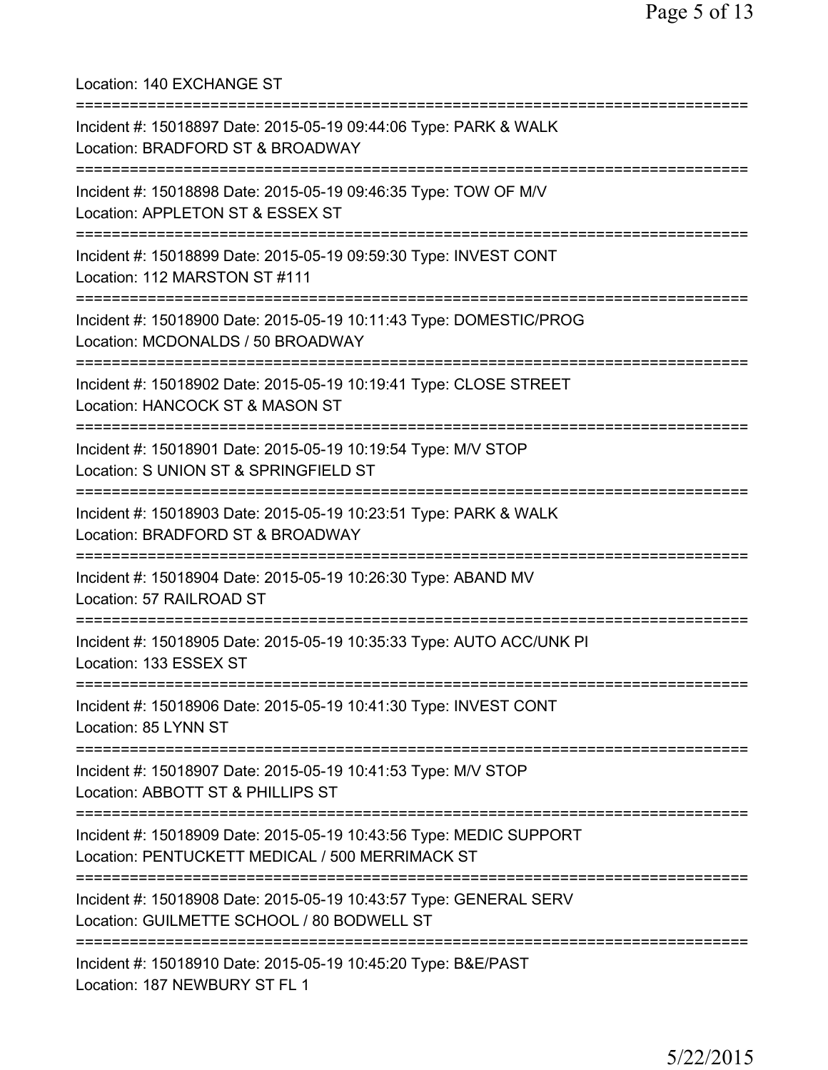Location: 140 EXCHANGE ST

===========================================================================

Incident #: 15018897 Date: 2015-05-19 09:44:06 Type: PARK & WALK
Location: BRADFORD ST & BROADWAY

===========================================================================

Incident #: 15018898 Date: 2015-05-19 09:46:35 Type: TOW OF M/V
Location: APPLETON ST & ESSEX ST

===========================================================================

Incident #: 15018899 Date: 2015-05-19 09:59:30 Type: INVEST CONT
Location: 112 MARSTON ST #111

===========================================================================

Incident #: 15018900 Date: 2015-05-19 10:11:43 Type: DOMESTIC/PROG
Location: MCDONALDS / 50 BROADWAY

===========================================================================

Incident #: 15018902 Date: 2015-05-19 10:19:41 Type: CLOSE STREET
Location: HANCOCK ST & MASON ST

===========================================================================

Incident #: 15018901 Date: 2015-05-19 10:19:54 Type: M/V STOP
Location: S UNION ST & SPRINGFIELD ST

===========================================================================

Incident #: 15018903 Date: 2015-05-19 10:23:51 Type: PARK & WALK
Location: BRADFORD ST & BROADWAY

===========================================================================

Incident #: 15018904 Date: 2015-05-19 10:26:30 Type: ABAND MV
Location: 57 RAILROAD ST

===========================================================================

Incident #: 15018905 Date: 2015-05-19 10:35:33 Type: AUTO ACC/UNK PI
Location: 133 ESSEX ST

===========================================================================

Incident #: 15018906 Date: 2015-05-19 10:41:30 Type: INVEST CONT
Location: 85 LYNN ST

===========================================================================

Incident #: 15018907 Date: 2015-05-19 10:41:53 Type: M/V STOP
Location: ABBOTT ST & PHILLIPS ST

===========================================================================

Incident #: 15018909 Date: 2015-05-19 10:43:56 Type: MEDIC SUPPORT
Location: PENTUCKETT MEDICAL / 500 MERRIMACK ST

===========================================================================

Incident #: 15018908 Date: 2015-05-19 10:43:57 Type: GENERAL SERV
Location: GUILMETTE SCHOOL / 80 BODWELL ST

===========================================================================

Incident #: 15018910 Date: 2015-05-19 10:45:20 Type: B&E/PAST
Location: 187 NEWBURY ST FL 1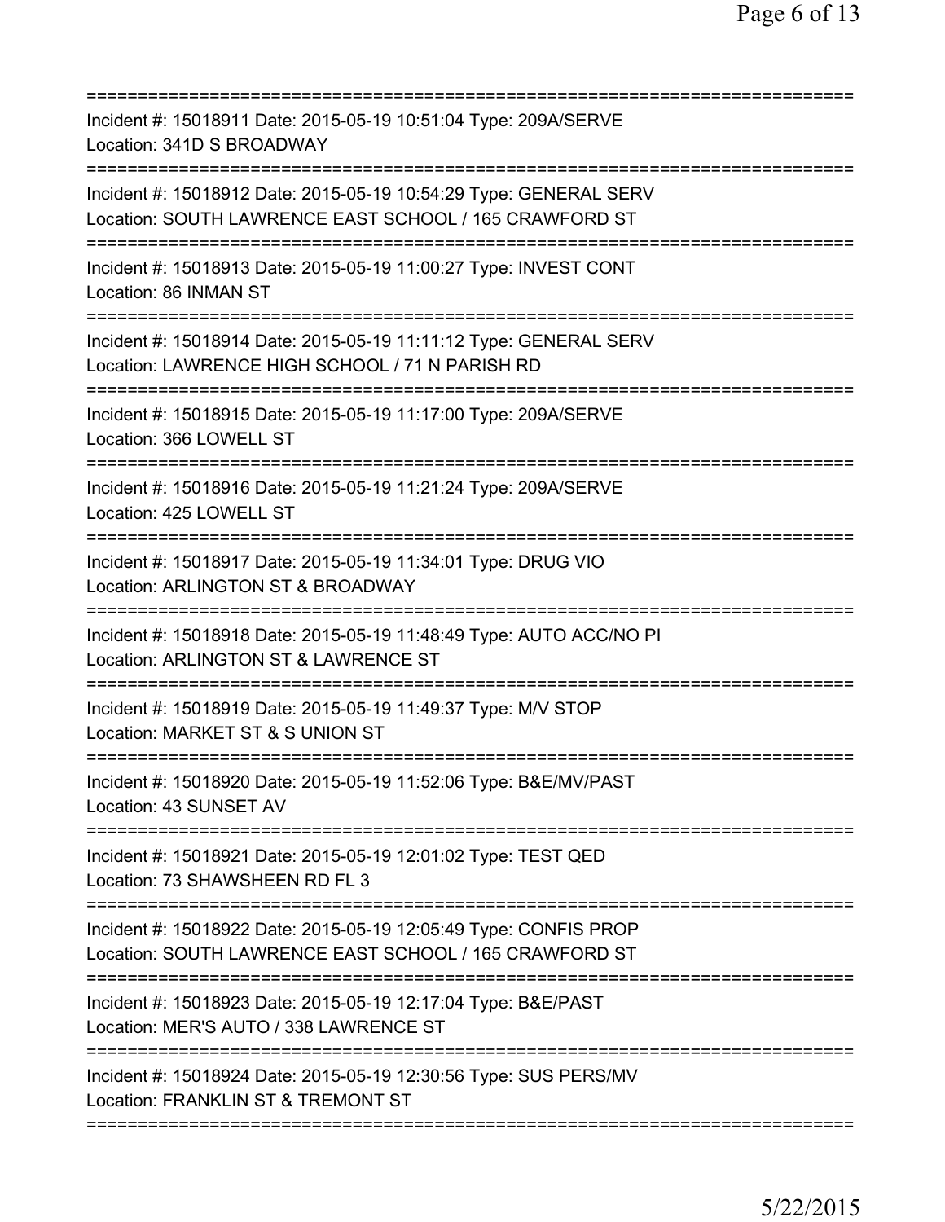===========================================================================

Incident #: 15018911 Date: 2015-05-19 10:51:04 Type: 209A/SERVE
Location: 341D S BROADWAY

===========================================================================

Incident #: 15018912 Date: 2015-05-19 10:54:29 Type: GENERAL SERV
Location: SOUTH LAWRENCE EAST SCHOOL / 165 CRAWFORD ST

===========================================================================

Incident #: 15018913 Date: 2015-05-19 11:00:27 Type: INVEST CONT
Location: 86 INMAN ST

===========================================================================

Incident #: 15018914 Date: 2015-05-19 11:11:12 Type: GENERAL SERV
Location: LAWRENCE HIGH SCHOOL / 71 N PARISH RD

===========================================================================

Incident #: 15018915 Date: 2015-05-19 11:17:00 Type: 209A/SERVE
Location: 366 LOWELL ST

===========================================================================

Incident #: 15018916 Date: 2015-05-19 11:21:24 Type: 209A/SERVE
Location: 425 LOWELL ST

===========================================================================

Incident #: 15018917 Date: 2015-05-19 11:34:01 Type: DRUG VIO
Location: ARLINGTON ST & BROADWAY

===========================================================================

Incident #: 15018918 Date: 2015-05-19 11:48:49 Type: AUTO ACC/NO PI
Location: ARLINGTON ST & LAWRENCE ST

===========================================================================

Incident #: 15018919 Date: 2015-05-19 11:49:37 Type: M/V STOP
Location: MARKET ST & S UNION ST

===========================================================================

Incident #: 15018920 Date: 2015-05-19 11:52:06 Type: B&E/MV/PAST
Location: 43 SUNSET AV

===========================================================================

Incident #: 15018921 Date: 2015-05-19 12:01:02 Type: TEST QED
Location: 73 SHAWSHEEN RD FL 3

===========================================================================

Incident #: 15018922 Date: 2015-05-19 12:05:49 Type: CONFIS PROP
Location: SOUTH LAWRENCE EAST SCHOOL / 165 CRAWFORD ST

===========================================================================

Incident #: 15018923 Date: 2015-05-19 12:17:04 Type: B&E/PAST
Location: MER'S AUTO / 338 LAWRENCE ST

===========================================================================

Incident #: 15018924 Date: 2015-05-19 12:30:56 Type: SUS PERS/MV
Location: FRANKLIN ST & TREMONT ST

===========================================================================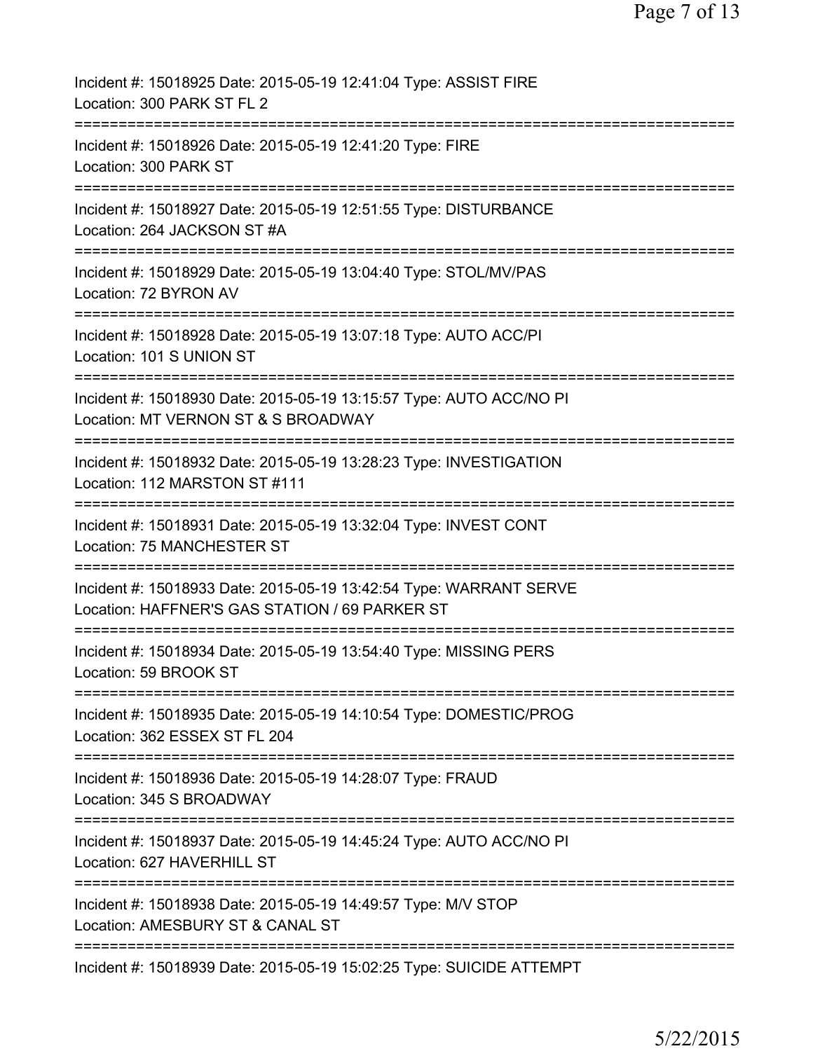Incident #: 15018925 Date: 2015-05-19 12:41:04 Type: ASSIST FIRE
Location: 300 PARK ST FL 2

===========================================================================

Incident #: 15018926 Date: 2015-05-19 12:41:20 Type: FIRE
Location: 300 PARK ST

===========================================================================

Incident #: 15018927 Date: 2015-05-19 12:51:55 Type: DISTURBANCE
Location: 264 JACKSON ST #A

===========================================================================

Incident #: 15018929 Date: 2015-05-19 13:04:40 Type: STOL/MV/PAS
Location: 72 BYRON AV

===========================================================================

Incident #: 15018928 Date: 2015-05-19 13:07:18 Type: AUTO ACC/PI
Location: 101 S UNION ST

===========================================================================

Incident #: 15018930 Date: 2015-05-19 13:15:57 Type: AUTO ACC/NO PI
Location: MT VERNON ST & S BROADWAY

===========================================================================

Incident #: 15018932 Date: 2015-05-19 13:28:23 Type: INVESTIGATION
Location: 112 MARSTON ST #111

===========================================================================

Incident #: 15018931 Date: 2015-05-19 13:32:04 Type: INVEST CONT
Location: 75 MANCHESTER ST

===========================================================================

Incident #: 15018933 Date: 2015-05-19 13:42:54 Type: WARRANT SERVE
Location: HAFFNER'S GAS STATION / 69 PARKER ST

===========================================================================

Incident #: 15018934 Date: 2015-05-19 13:54:40 Type: MISSING PERS
Location: 59 BROOK ST

===========================================================================

Incident #: 15018935 Date: 2015-05-19 14:10:54 Type: DOMESTIC/PROG
Location: 362 ESSEX ST FL 204

===========================================================================

Incident #: 15018936 Date: 2015-05-19 14:28:07 Type: FRAUD
Location: 345 S BROADWAY

===========================================================================

Incident #: 15018937 Date: 2015-05-19 14:45:24 Type: AUTO ACC/NO PI
Location: 627 HAVERHILL ST

===========================================================================

Incident #: 15018938 Date: 2015-05-19 14:49:57 Type: M/V STOP
Location: AMESBURY ST & CANAL ST

===========================================================================

Incident #: 15018939 Date: 2015-05-19 15:02:25 Type: SUICIDE ATTEMPT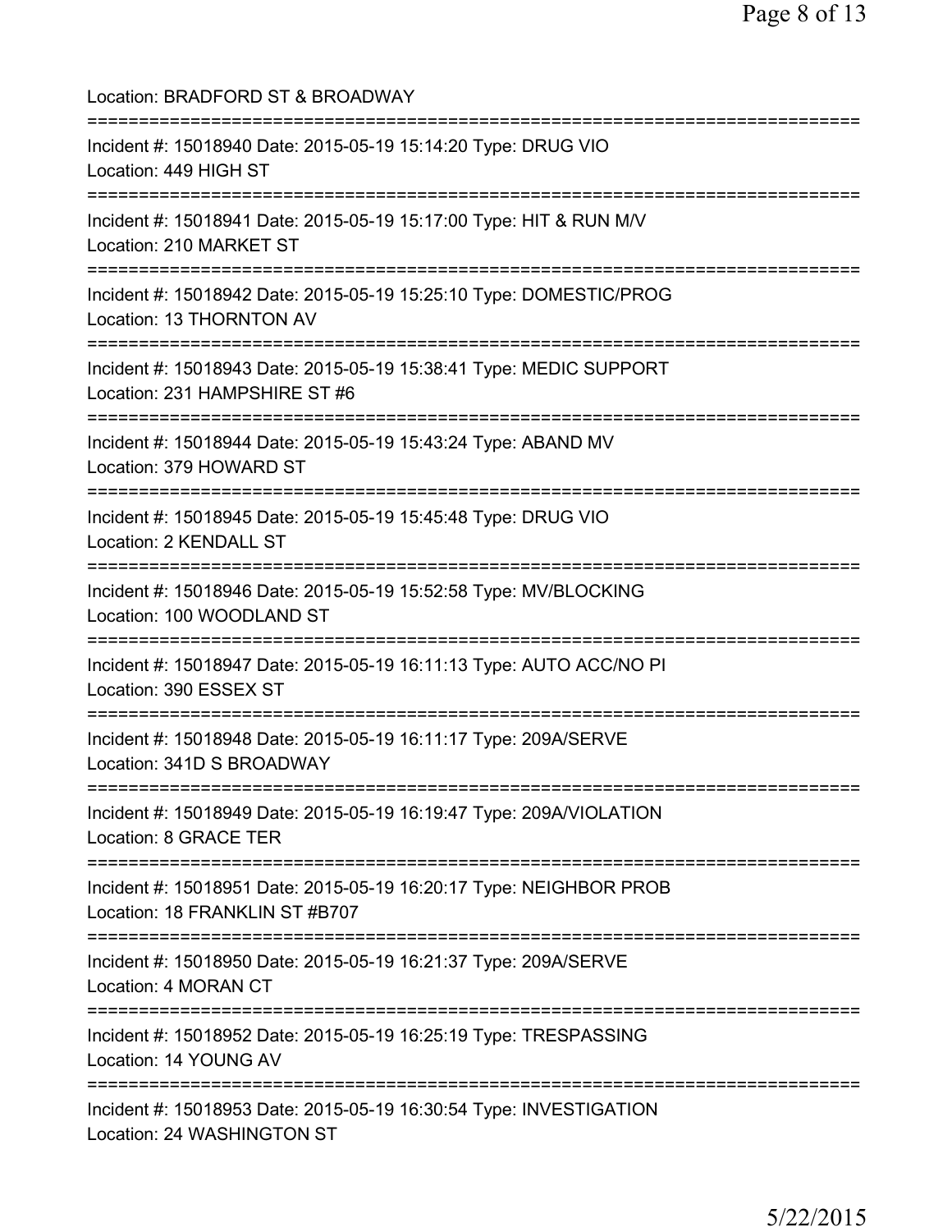Location: BRADFORD ST & BROADWAY

===========================================================================

Incident #: 15018940 Date: 2015-05-19 15:14:20 Type: DRUG VIO
Location: 449 HIGH ST

===========================================================================

Incident #: 15018941 Date: 2015-05-19 15:17:00 Type: HIT & RUN M/V
Location: 210 MARKET ST

===========================================================================

Incident #: 15018942 Date: 2015-05-19 15:25:10 Type: DOMESTIC/PROG
Location: 13 THORNTON AV

===========================================================================

Incident #: 15018943 Date: 2015-05-19 15:38:41 Type: MEDIC SUPPORT
Location: 231 HAMPSHIRE ST #6

===========================================================================

Incident #: 15018944 Date: 2015-05-19 15:43:24 Type: ABAND MV
Location: 379 HOWARD ST

===========================================================================

Incident #: 15018945 Date: 2015-05-19 15:45:48 Type: DRUG VIO
Location: 2 KENDALL ST

===========================================================================

Incident #: 15018946 Date: 2015-05-19 15:52:58 Type: MV/BLOCKING
Location: 100 WOODLAND ST

===========================================================================

Incident #: 15018947 Date: 2015-05-19 16:11:13 Type: AUTO ACC/NO PI
Location: 390 ESSEX ST

===========================================================================

Incident #: 15018948 Date: 2015-05-19 16:11:17 Type: 209A/SERVE
Location: 341D S BROADWAY

===========================================================================

Incident #: 15018949 Date: 2015-05-19 16:19:47 Type: 209A/VIOLATION
Location: 8 GRACE TER

===========================================================================

Incident #: 15018951 Date: 2015-05-19 16:20:17 Type: NEIGHBOR PROB
Location: 18 FRANKLIN ST #B707

===========================================================================

Incident #: 15018950 Date: 2015-05-19 16:21:37 Type: 209A/SERVE
Location: 4 MORAN CT

===========================================================================

Incident #: 15018952 Date: 2015-05-19 16:25:19 Type: TRESPASSING
Location: 14 YOUNG AV

===========================================================================

Incident #: 15018953 Date: 2015-05-19 16:30:54 Type: INVESTIGATION
Location: 24 WASHINGTON ST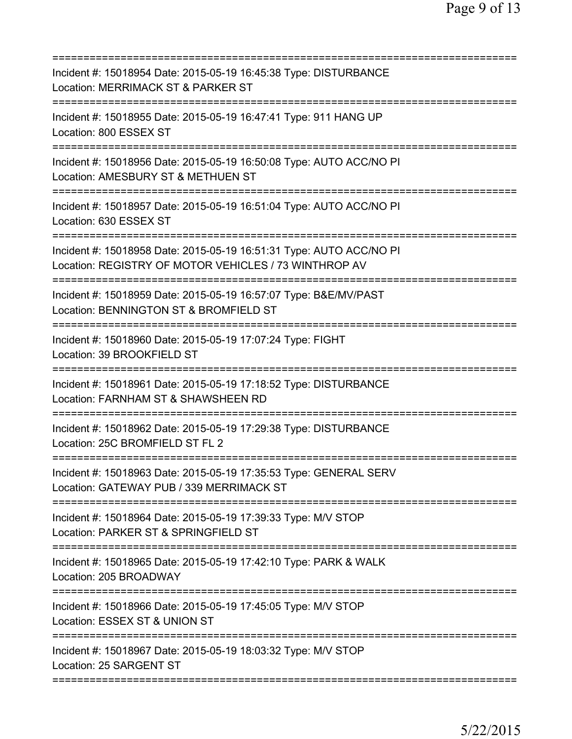Incident #: 15018954 Date: 2015-05-19 16:45:38 Type: DISTURBANCE
Location: MERRIMACK ST & PARKER ST

---

Incident #: 15018955 Date: 2015-05-19 16:47:41 Type: 911 HANG UP
Location: 800 ESSEX ST

---

Incident #: 15018956 Date: 2015-05-19 16:50:08 Type: AUTO ACC/NO PI
Location: AMESBURY ST & METHUEN ST

---

Incident #: 15018957 Date: 2015-05-19 16:51:04 Type: AUTO ACC/NO PI
Location: 630 ESSEX ST

---

Incident #: 15018958 Date: 2015-05-19 16:51:31 Type: AUTO ACC/NO PI
Location: REGISTRY OF MOTOR VEHICLES / 73 WINTHROP AV

---

Incident #: 15018959 Date: 2015-05-19 16:57:07 Type: B&E/MV/PAST
Location: BENNINGTON ST & BROMFIELD ST

---

Incident #: 15018960 Date: 2015-05-19 17:07:24 Type: FIGHT
Location: 39 BROOKFIELD ST

---

Incident #: 15018961 Date: 2015-05-19 17:18:52 Type: DISTURBANCE
Location: FARNHAM ST & SHAWSHEEN RD

---

Incident #: 15018962 Date: 2015-05-19 17:29:38 Type: DISTURBANCE
Location: 25C BROMFIELD ST FL 2

---

Incident #: 15018963 Date: 2015-05-19 17:35:53 Type: GENERAL SERV
Location: GATEWAY PUB / 339 MERRIMACK ST

---

Incident #: 15018964 Date: 2015-05-19 17:39:33 Type: M/V STOP
Location: PARKER ST & SPRINGFIELD ST

---

Incident #: 15018965 Date: 2015-05-19 17:42:10 Type: PARK & WALK
Location: 205 BROADWAY

---

Incident #: 15018966 Date: 2015-05-19 17:45:05 Type: M/V STOP
Location: ESSEX ST & UNION ST

---

Incident #: 15018967 Date: 2015-05-19 18:03:32 Type: M/V STOP
Location: 25 SARGENT ST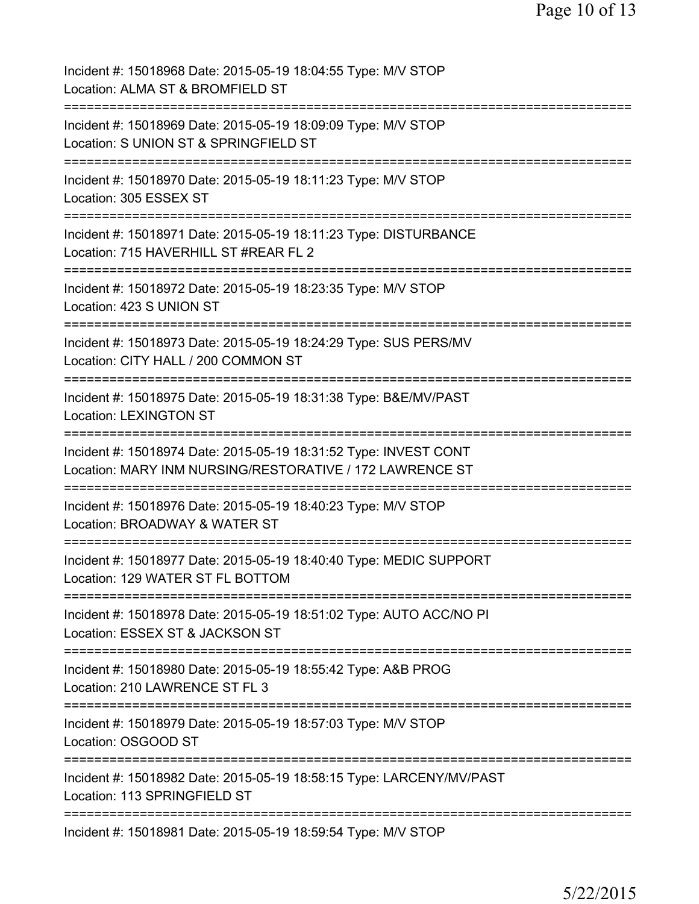Incident #: 15018968 Date: 2015-05-19 18:04:55 Type: M/V STOP
Location: ALMA ST & BROMFIELD ST
===========================================================================
Incident #: 15018969 Date: 2015-05-19 18:09:09 Type: M/V STOP
Location: S UNION ST & SPRINGFIELD ST
===========================================================================
Incident #: 15018970 Date: 2015-05-19 18:11:23 Type: M/V STOP
Location: 305 ESSEX ST
===========================================================================
Incident #: 15018971 Date: 2015-05-19 18:11:23 Type: DISTURBANCE
Location: 715 HAVERHILL ST #REAR FL 2
===========================================================================
Incident #: 15018972 Date: 2015-05-19 18:23:35 Type: M/V STOP
Location: 423 S UNION ST
===========================================================================
Incident #: 15018973 Date: 2015-05-19 18:24:29 Type: SUS PERS/MV
Location: CITY HALL / 200 COMMON ST
===========================================================================
Incident #: 15018975 Date: 2015-05-19 18:31:38 Type: B&E/MV/PAST
Location: LEXINGTON ST
===========================================================================
Incident #: 15018974 Date: 2015-05-19 18:31:52 Type: INVEST CONT
Location: MARY INM NURSING/RESTORATIVE / 172 LAWRENCE ST
===========================================================================
Incident #: 15018976 Date: 2015-05-19 18:40:23 Type: M/V STOP
Location: BROADWAY & WATER ST
===========================================================================
Incident #: 15018977 Date: 2015-05-19 18:40:40 Type: MEDIC SUPPORT
Location: 129 WATER ST FL BOTTOM
===========================================================================
Incident #: 15018978 Date: 2015-05-19 18:51:02 Type: AUTO ACC/NO PI
Location: ESSEX ST & JACKSON ST
===========================================================================
Incident #: 15018980 Date: 2015-05-19 18:55:42 Type: A&B PROG
Location: 210 LAWRENCE ST FL 3
===========================================================================
Incident #: 15018979 Date: 2015-05-19 18:57:03 Type: M/V STOP
Location: OSGOOD ST
===========================================================================
Incident #: 15018982 Date: 2015-05-19 18:58:15 Type: LARCENY/MV/PAST
Location: 113 SPRINGFIELD ST
===========================================================================
Incident #: 15018981 Date: 2015-05-19 18:59:54 Type: M/V STOP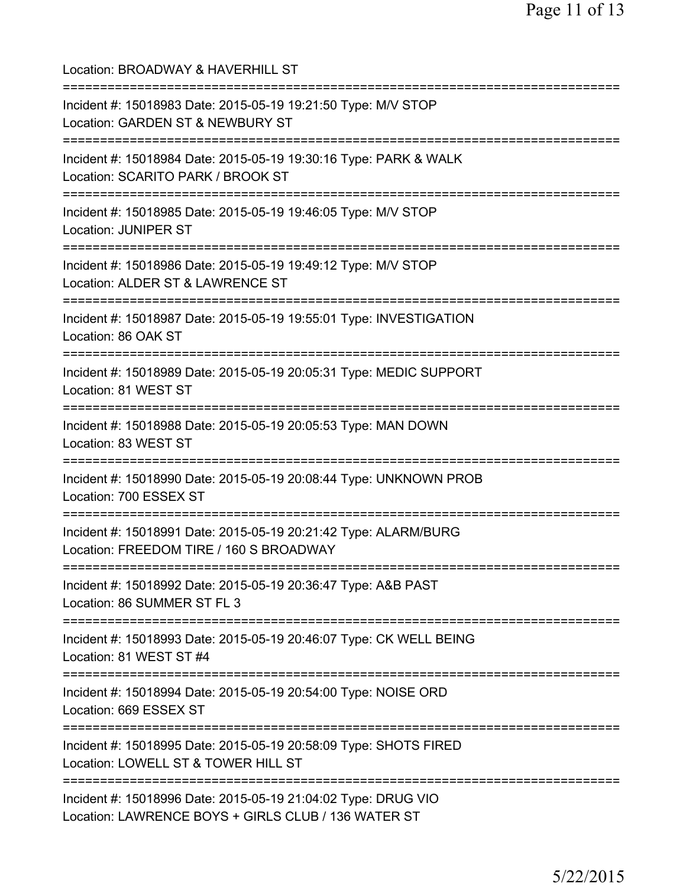Location: BROADWAY & HAVERHILL ST

===========================================================================

Incident #: 15018983 Date: 2015-05-19 19:21:50 Type: M/V STOP
Location: GARDEN ST & NEWBURY ST

===========================================================================

Incident #: 15018984 Date: 2015-05-19 19:30:16 Type: PARK & WALK
Location: SCARITO PARK / BROOK ST

===========================================================================

Incident #: 15018985 Date: 2015-05-19 19:46:05 Type: M/V STOP
Location: JUNIPER ST

===========================================================================

Incident #: 15018986 Date: 2015-05-19 19:49:12 Type: M/V STOP
Location: ALDER ST & LAWRENCE ST

===========================================================================

Incident #: 15018987 Date: 2015-05-19 19:55:01 Type: INVESTIGATION
Location: 86 OAK ST

===========================================================================

Incident #: 15018989 Date: 2015-05-19 20:05:31 Type: MEDIC SUPPORT
Location: 81 WEST ST

===========================================================================

Incident #: 15018988 Date: 2015-05-19 20:05:53 Type: MAN DOWN
Location: 83 WEST ST

===========================================================================

Incident #: 15018990 Date: 2015-05-19 20:08:44 Type: UNKNOWN PROB
Location: 700 ESSEX ST

===========================================================================

Incident #: 15018991 Date: 2015-05-19 20:21:42 Type: ALARM/BURG
Location: FREEDOM TIRE / 160 S BROADWAY

===========================================================================

Incident #: 15018992 Date: 2015-05-19 20:36:47 Type: A&B PAST
Location: 86 SUMMER ST FL 3

===========================================================================

Incident #: 15018993 Date: 2015-05-19 20:46:07 Type: CK WELL BEING
Location: 81 WEST ST #4

===========================================================================

Incident #: 15018994 Date: 2015-05-19 20:54:00 Type: NOISE ORD
Location: 669 ESSEX ST

===========================================================================

Incident #: 15018995 Date: 2015-05-19 20:58:09 Type: SHOTS FIRED
Location: LOWELL ST & TOWER HILL ST

===========================================================================

Incident #: 15018996 Date: 2015-05-19 21:04:02 Type: DRUG VIO
Location: LAWRENCE BOYS + GIRLS CLUB / 136 WATER ST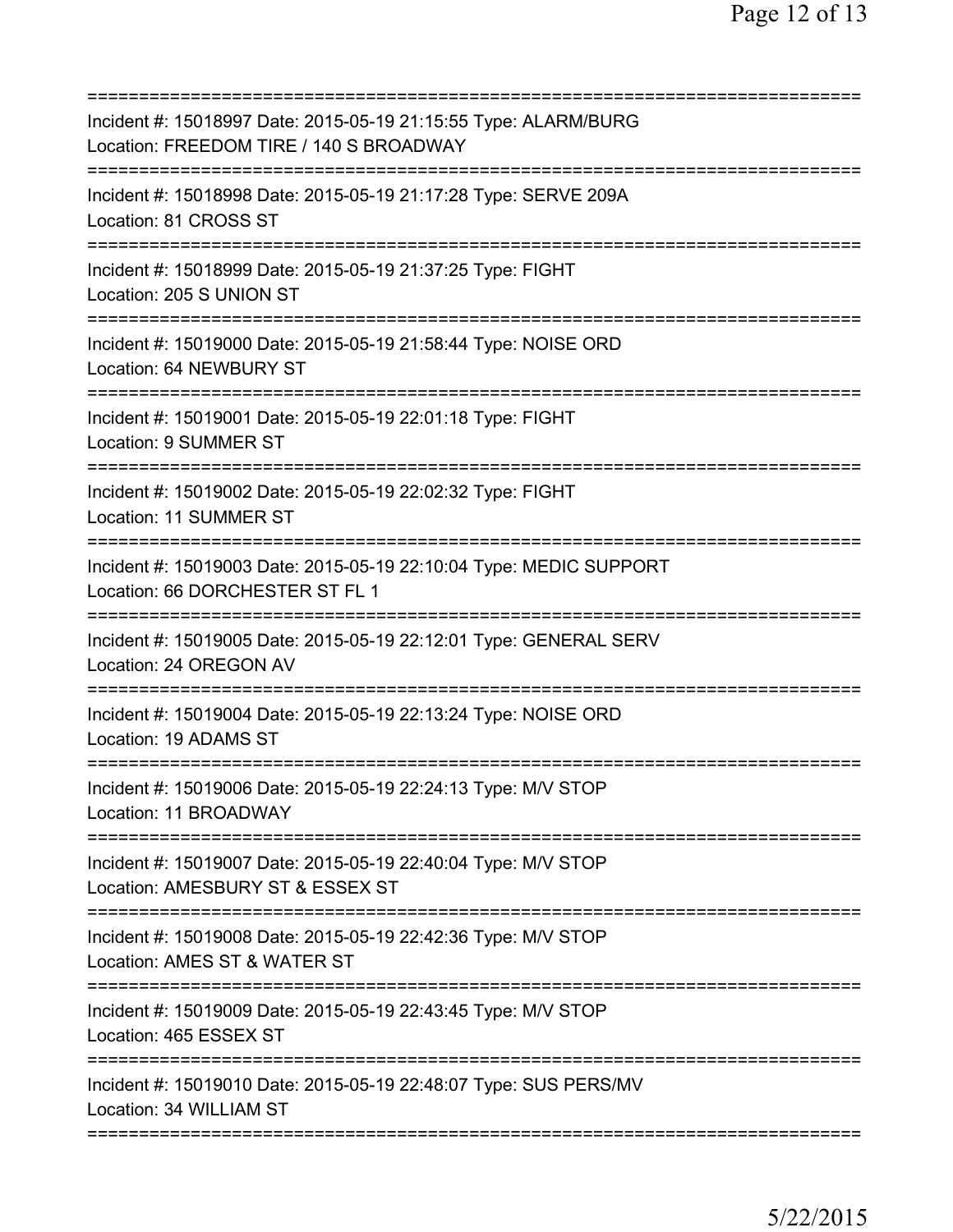==========================================================================
Incident #: 15018997 Date: 2015-05-19 21:15:55 Type: ALARM/BURG
Location: FREEDOM TIRE / 140 S BROADWAY
==========================================================================
Incident #: 15018998 Date: 2015-05-19 21:17:28 Type: SERVE 209A
Location: 81 CROSS ST
==========================================================================
Incident #: 15018999 Date: 2015-05-19 21:37:25 Type: FIGHT
Location: 205 S UNION ST
==========================================================================
Incident #: 15019000 Date: 2015-05-19 21:58:44 Type: NOISE ORD
Location: 64 NEWBURY ST
==========================================================================
Incident #: 15019001 Date: 2015-05-19 22:01:18 Type: FIGHT
Location: 9 SUMMER ST
==========================================================================
Incident #: 15019002 Date: 2015-05-19 22:02:32 Type: FIGHT
Location: 11 SUMMER ST
==========================================================================
Incident #: 15019003 Date: 2015-05-19 22:10:04 Type: MEDIC SUPPORT
Location: 66 DORCHESTER ST FL 1
==========================================================================
Incident #: 15019005 Date: 2015-05-19 22:12:01 Type: GENERAL SERV
Location: 24 OREGON AV
==========================================================================
Incident #: 15019004 Date: 2015-05-19 22:13:24 Type: NOISE ORD
Location: 19 ADAMS ST
==========================================================================
Incident #: 15019006 Date: 2015-05-19 22:24:13 Type: M/V STOP
Location: 11 BROADWAY
==========================================================================
Incident #: 15019007 Date: 2015-05-19 22:40:04 Type: M/V STOP
Location: AMESBURY ST & ESSEX ST
==========================================================================
Incident #: 15019008 Date: 2015-05-19 22:42:36 Type: M/V STOP
Location: AMES ST & WATER ST
==========================================================================
Incident #: 15019009 Date: 2015-05-19 22:43:45 Type: M/V STOP
Location: 465 ESSEX ST
==========================================================================
Incident #: 15019010 Date: 2015-05-19 22:48:07 Type: SUS PERS/MV
Location: 34 WILLIAM ST
==========================================================================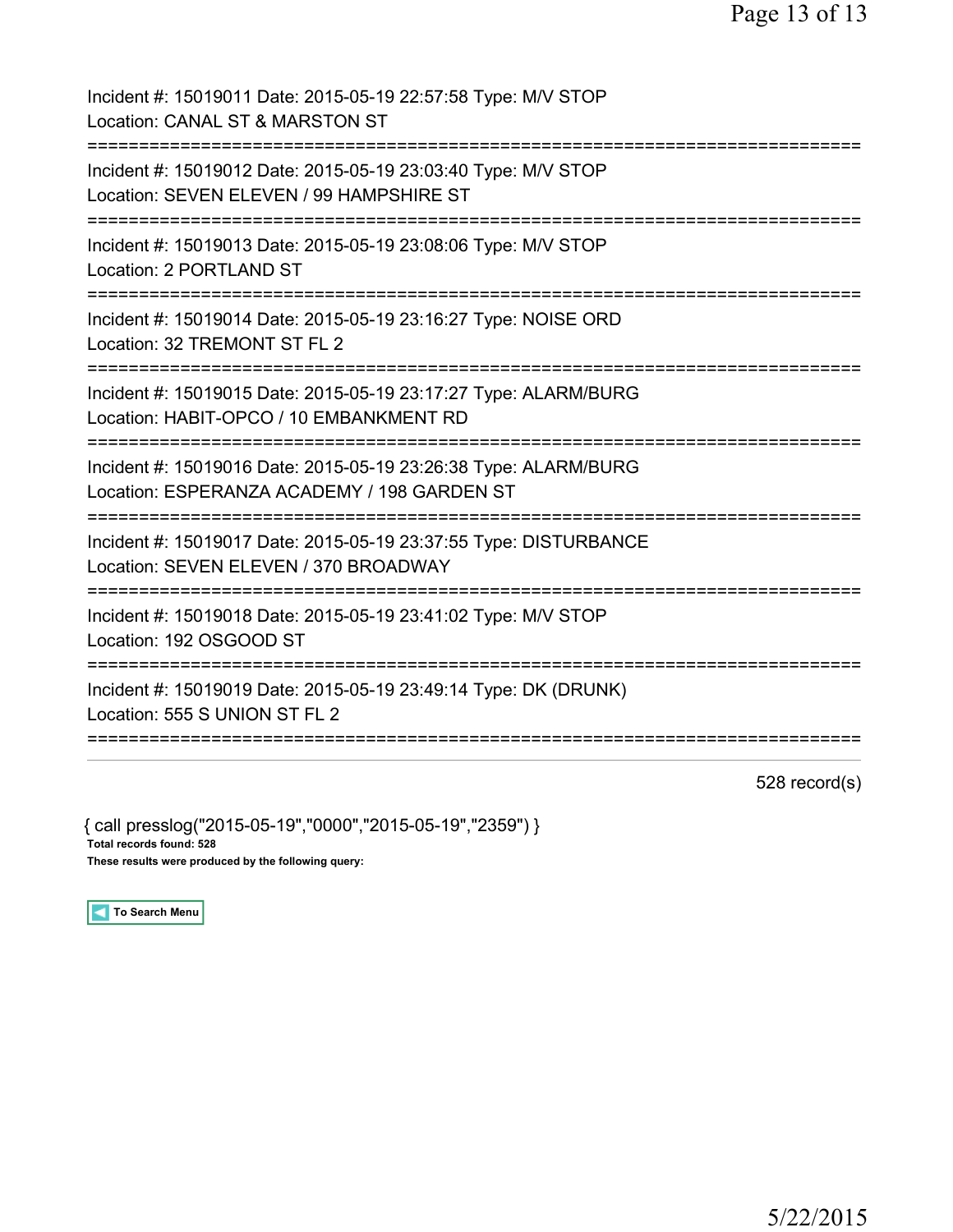Incident #: 15019011 Date: 2015-05-19 22:57:58 Type: M/V STOP
Location: CANAL ST & MARSTON ST

===========================================================================

Incident #: 15019012 Date: 2015-05-19 23:03:40 Type: M/V STOP
Location: SEVEN ELEVEN / 99 HAMPSHIRE ST

===========================================================================

Incident #: 15019013 Date: 2015-05-19 23:08:06 Type: M/V STOP
Location: 2 PORTLAND ST

===========================================================================

Incident #: 15019014 Date: 2015-05-19 23:16:27 Type: NOISE ORD
Location: 32 TREMONT ST FL 2

===========================================================================

Incident #: 15019015 Date: 2015-05-19 23:17:27 Type: ALARM/BURG
Location: HABIT-OPCO / 10 EMBANKMENT RD

===========================================================================

Incident #: 15019016 Date: 2015-05-19 23:26:38 Type: ALARM/BURG
Location: ESPERANZA ACADEMY / 198 GARDEN ST

===========================================================================

Incident #: 15019017 Date: 2015-05-19 23:37:55 Type: DISTURBANCE
Location: SEVEN ELEVEN / 370 BROADWAY

===========================================================================

Incident #: 15019018 Date: 2015-05-19 23:41:02 Type: M/V STOP
Location: 192 OSGOOD ST

===========================================================================

Incident #: 15019019 Date: 2015-05-19 23:49:14 Type: DK (DRUNK)
Location: 555 S UNION ST FL 2

===========================================================================

528 record(s)

{ call presslog("2015-05-19","0000","2015-05-19","2359") }

**Total records found: 528**

**These results were produced by the following query:**

To Search Menu